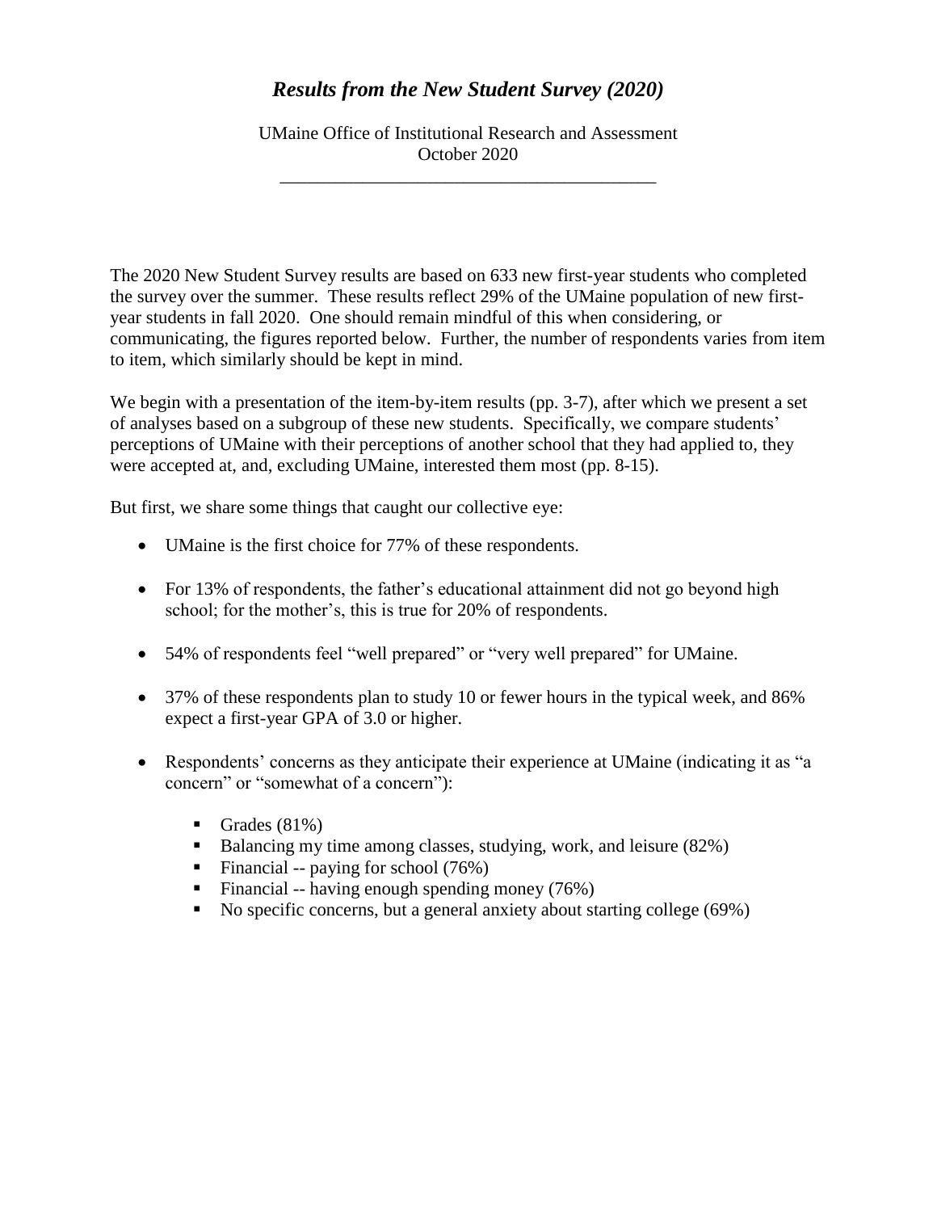# *Results from the New Student Survey (2020)*

UMaine Office of Institutional Research and Assessment
October 2020

---

The 2020 New Student Survey results are based on 633 new first-year students who completed the survey over the summer. These results reflect 29% of the UMaine population of new first-year students in fall 2020. One should remain mindful of this when considering, or communicating, the figures reported below. Further, the number of respondents varies from item to item, which similarly should be kept in mind.

We begin with a presentation of the item-by-item results (pp. 3-7), after which we present a set of analyses based on a subgroup of these new students. Specifically, we compare students' perceptions of UMaine with their perceptions of another school that they had applied to, they were accepted at, and, excluding UMaine, interested them most (pp. 8-15).

But first, we share some things that caught our collective eye:

- UMaine is the first choice for 77% of these respondents.
- For 13% of respondents, the father's educational attainment did not go beyond high school; for the mother's, this is true for 20% of respondents.
- 54% of respondents feel "well prepared" or "very well prepared" for UMaine.
- 37% of these respondents plan to study 10 or fewer hours in the typical week, and 86% expect a first-year GPA of 3.0 or higher.
- Respondents' concerns as they anticipate their experience at UMaine (indicating it as "a concern" or "somewhat of a concern"):
  - Grades (81%)
  - Balancing my time among classes, studying, work, and leisure (82%)
  - Financial -- paying for school (76%)
  - Financial -- having enough spending money (76%)
  - No specific concerns, but a general anxiety about starting college (69%)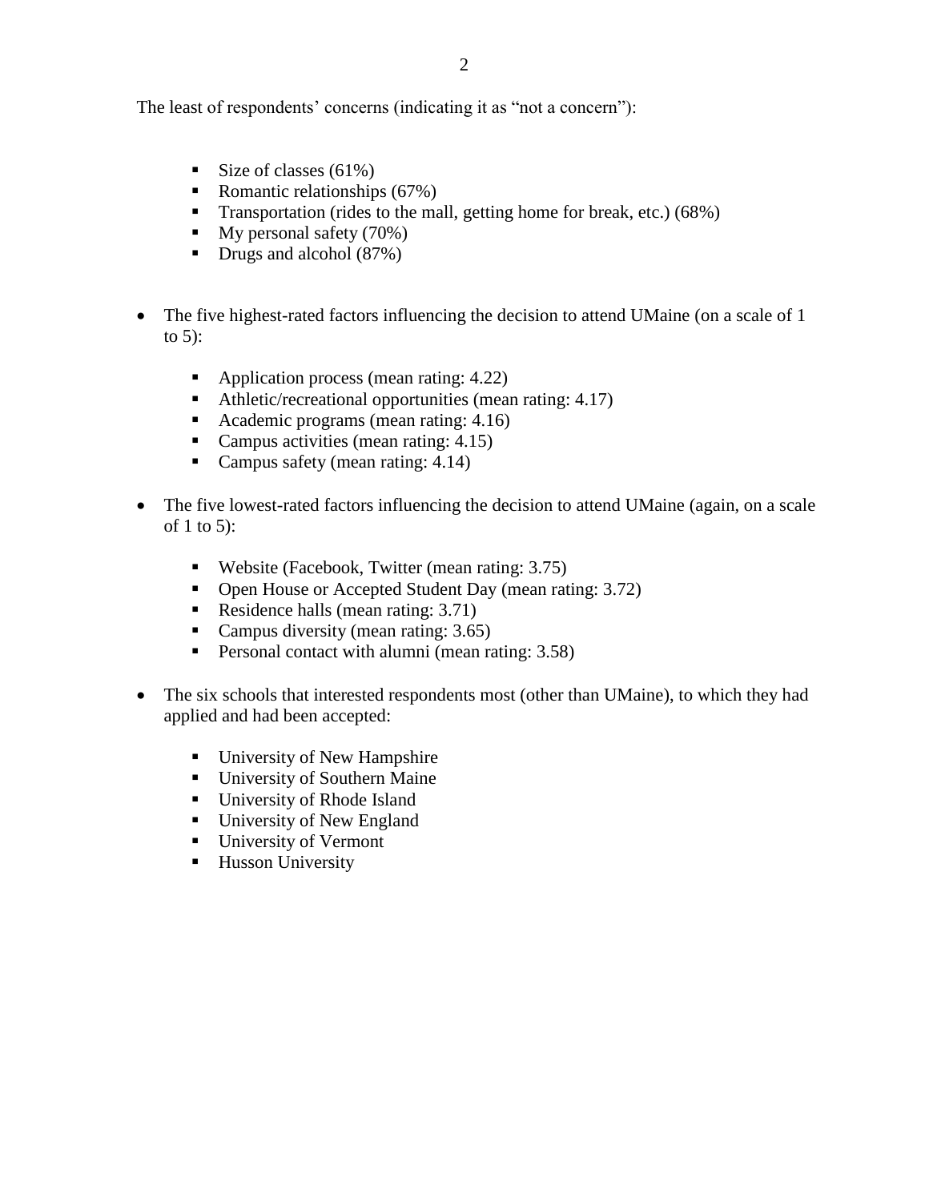The least of respondents' concerns (indicating it as "not a concern"):

- Size of classes (61%)
- Romantic relationships (67%)
- Transportation (rides to the mall, getting home for break, etc.) (68%)
- My personal safety (70%)
- Drugs and alcohol (87%)

- The five highest-rated factors influencing the decision to attend UMaine (on a scale of 1 to 5):

  - Application process (mean rating: 4.22)
  - Athletic/recreational opportunities (mean rating: 4.17)
  - Academic programs (mean rating: 4.16)
  - Campus activities (mean rating: 4.15)
  - Campus safety (mean rating: 4.14)

- The five lowest-rated factors influencing the decision to attend UMaine (again, on a scale of 1 to 5):

  - Website (Facebook, Twitter (mean rating: 3.75)
  - Open House or Accepted Student Day (mean rating: 3.72)
  - Residence halls (mean rating: 3.71)
  - Campus diversity (mean rating: 3.65)
  - Personal contact with alumni (mean rating: 3.58)

- The six schools that interested respondents most (other than UMaine), to which they had applied and had been accepted:

  - University of New Hampshire
  - University of Southern Maine
  - University of Rhode Island
  - University of New England
  - University of Vermont
  - Husson University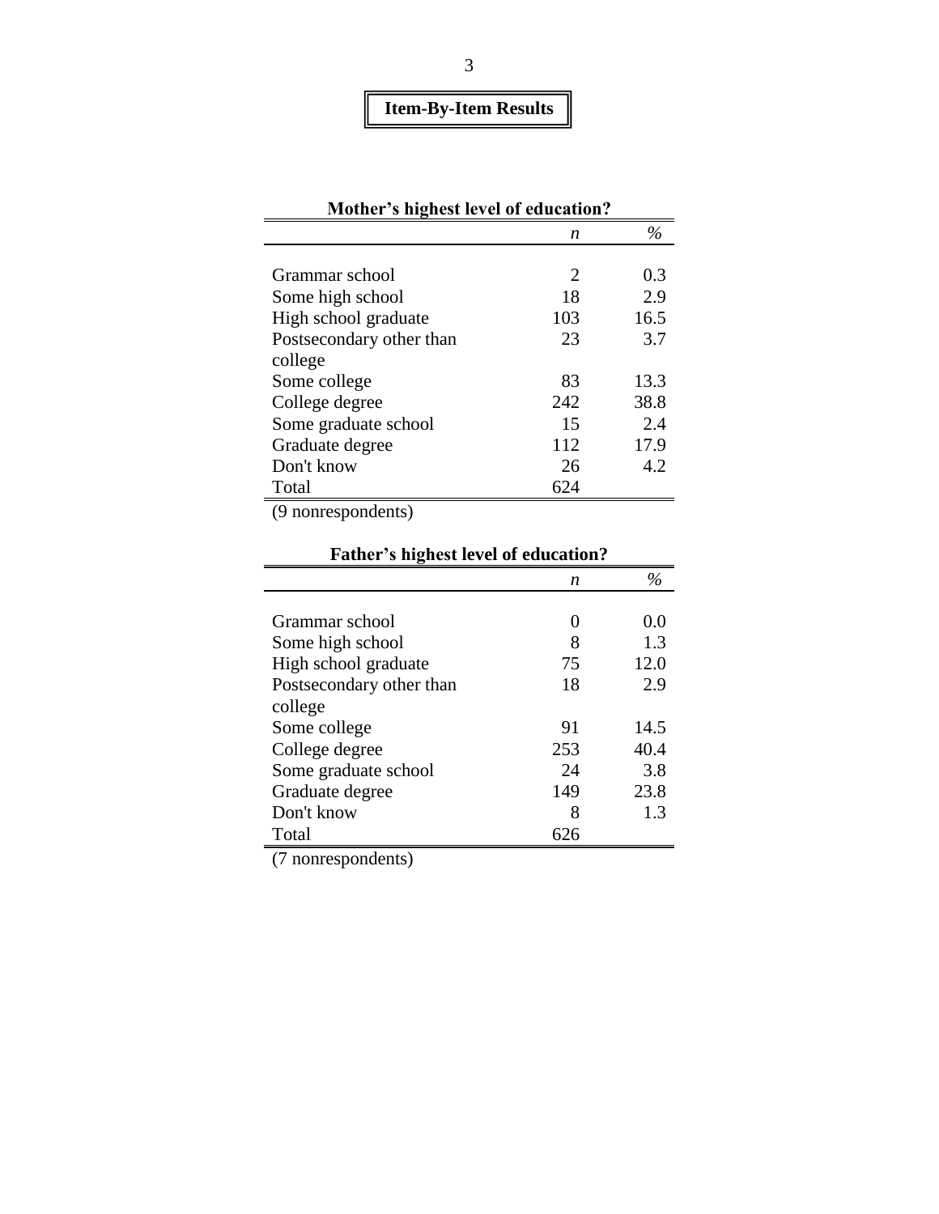# Item-By-Item Results

**Mother's highest level of education?**

| | *n* | % |
|---|---|---|
| Grammar school | 2 | 0.3 |
| Some high school | 18 | 2.9 |
| High school graduate | 103 | 16.5 |
| Postsecondary other than college | 23 | 3.7 |
| Some college | 83 | 13.3 |
| College degree | 242 | 38.8 |
| Some graduate school | 15 | 2.4 |
| Graduate degree | 112 | 17.9 |
| Don't know | 26 | 4.2 |
| Total | 624 | |

(9 nonrespondents)

**Father's highest level of education?**

| | *n* | % |
|---|---|---|
| Grammar school | 0 | 0.0 |
| Some high school | 8 | 1.3 |
| High school graduate | 75 | 12.0 |
| Postsecondary other than college | 18 | 2.9 |
| Some college | 91 | 14.5 |
| College degree | 253 | 40.4 |
| Some graduate school | 24 | 3.8 |
| Graduate degree | 149 | 23.8 |
| Don't know | 8 | 1.3 |
| Total | 626 | |

(7 nonrespondents)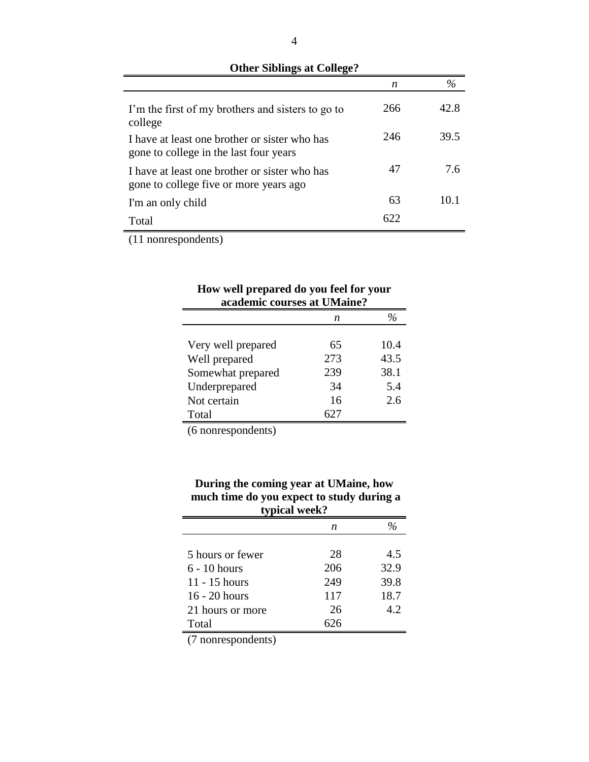**Other Siblings at College?**

| | *n* | % |
|---|---|---|
| I'm the first of my brothers and sisters to go to college | 266 | 42.8 |
| I have at least one brother or sister who has gone to college in the last four years | 246 | 39.5 |
| I have at least one brother or sister who has gone to college five or more years ago | 47 | 7.6 |
| I'm an only child | 63 | 10.1 |
| Total | 622 | |

(11 nonrespondents)

**How well prepared do you feel for your academic courses at UMaine?**

| | *n* | % |
|---|---|---|
| Very well prepared | 65 | 10.4 |
| Well prepared | 273 | 43.5 |
| Somewhat prepared | 239 | 38.1 |
| Underprepared | 34 | 5.4 |
| Not certain | 16 | 2.6 |
| Total | 627 | |

(6 nonrespondents)

**During the coming year at UMaine, how much time do you expect to study during a typical week?**

| | *n* | % |
|---|---|---|
| 5 hours or fewer | 28 | 4.5 |
| 6 - 10 hours | 206 | 32.9 |
| 11 - 15 hours | 249 | 39.8 |
| 16 - 20 hours | 117 | 18.7 |
| 21 hours or more | 26 | 4.2 |
| Total | 626 | |

(7 nonrespondents)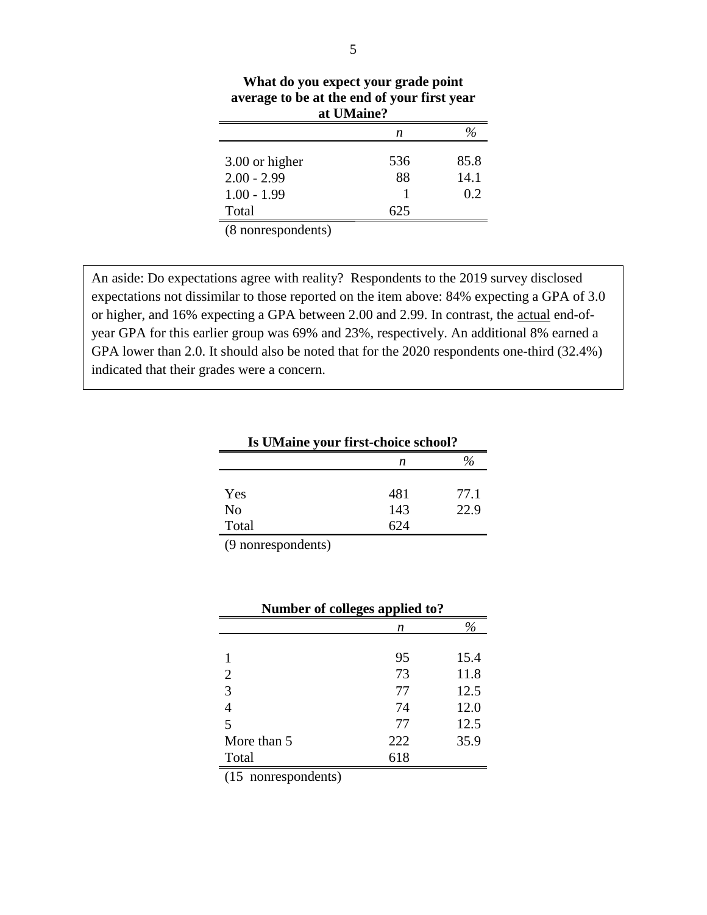**What do you expect your grade point average to be at the end of your first year at UMaine?**

| | *n* | *%* |
|---|---|---|
| 3.00 or higher | 536 | 85.8 |
| 2.00 - 2.99 | 88 | 14.1 |
| 1.00 - 1.99 | 1 | 0.2 |
| Total | 625 | |

(8 nonrespondents)

An aside: Do expectations agree with reality? Respondents to the 2019 survey disclosed expectations not dissimilar to those reported on the item above: 84% expecting a GPA of 3.0 or higher, and 16% expecting a GPA between 2.00 and 2.99. In contrast, the actual end-of-year GPA for this earlier group was 69% and 23%, respectively. An additional 8% earned a GPA lower than 2.0. It should also be noted that for the 2020 respondents one-third (32.4%) indicated that their grades were a concern.

**Is UMaine your first-choice school?**

| | *n* | *%* |
|---|---|---|
| Yes | 481 | 77.1 |
| No | 143 | 22.9 |
| Total | 624 | |

(9 nonrespondents)

**Number of colleges applied to?**

| | *n* | *%* |
|---|---|---|
| 1 | 95 | 15.4 |
| 2 | 73 | 11.8 |
| 3 | 77 | 12.5 |
| 4 | 74 | 12.0 |
| 5 | 77 | 12.5 |
| More than 5 | 222 | 35.9 |
| Total | 618 | |

(15 nonrespondents)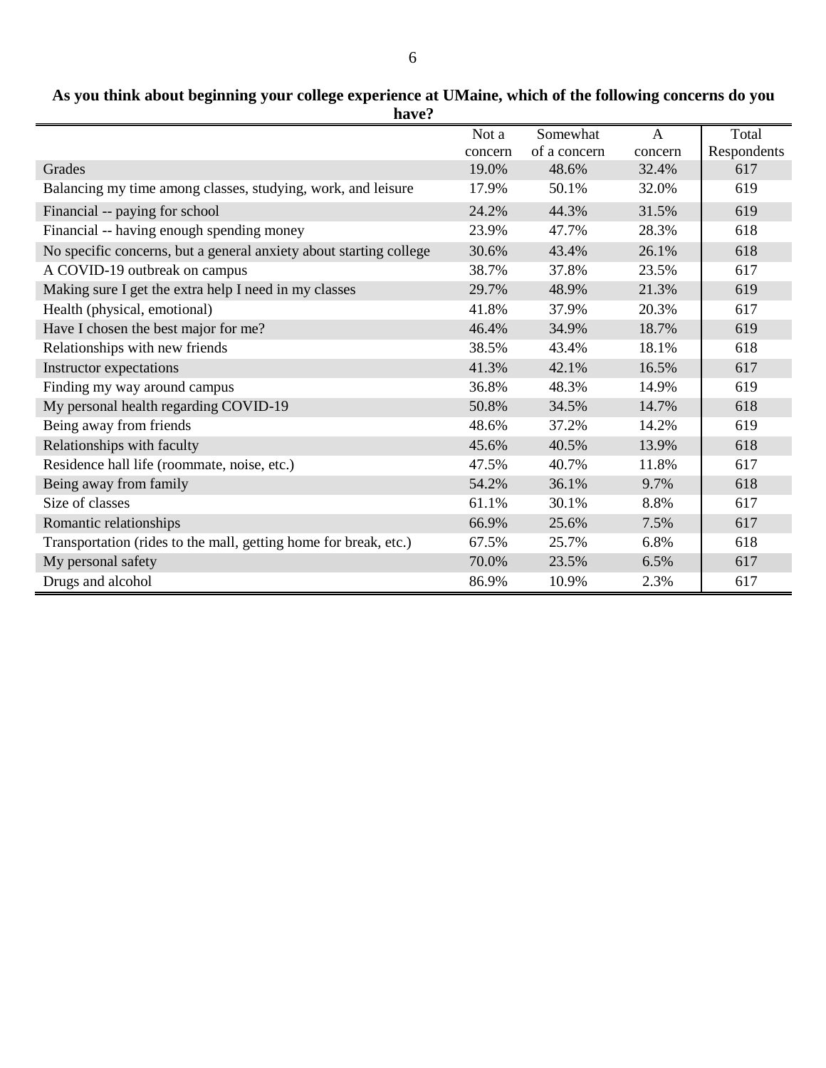**As you think about beginning your college experience at UMaine, which of the following concerns do you have?**

| | Not a concern | Somewhat of a concern | A concern | Total Respondents |
|---|---|---|---|---|
| Grades | 19.0% | 48.6% | 32.4% | 617 |
| Balancing my time among classes, studying, work, and leisure | 17.9% | 50.1% | 32.0% | 619 |
| Financial -- paying for school | 24.2% | 44.3% | 31.5% | 619 |
| Financial -- having enough spending money | 23.9% | 47.7% | 28.3% | 618 |
| No specific concerns, but a general anxiety about starting college | 30.6% | 43.4% | 26.1% | 618 |
| A COVID-19 outbreak on campus | 38.7% | 37.8% | 23.5% | 617 |
| Making sure I get the extra help I need in my classes | 29.7% | 48.9% | 21.3% | 619 |
| Health (physical, emotional) | 41.8% | 37.9% | 20.3% | 617 |
| Have I chosen the best major for me? | 46.4% | 34.9% | 18.7% | 619 |
| Relationships with new friends | 38.5% | 43.4% | 18.1% | 618 |
| Instructor expectations | 41.3% | 42.1% | 16.5% | 617 |
| Finding my way around campus | 36.8% | 48.3% | 14.9% | 619 |
| My personal health regarding COVID-19 | 50.8% | 34.5% | 14.7% | 618 |
| Being away from friends | 48.6% | 37.2% | 14.2% | 619 |
| Relationships with faculty | 45.6% | 40.5% | 13.9% | 618 |
| Residence hall life (roommate, noise, etc.) | 47.5% | 40.7% | 11.8% | 617 |
| Being away from family | 54.2% | 36.1% | 9.7% | 618 |
| Size of classes | 61.1% | 30.1% | 8.8% | 617 |
| Romantic relationships | 66.9% | 25.6% | 7.5% | 617 |
| Transportation (rides to the mall, getting home for break, etc.) | 67.5% | 25.7% | 6.8% | 618 |
| My personal safety | 70.0% | 23.5% | 6.5% | 617 |
| Drugs and alcohol | 86.9% | 10.9% | 2.3% | 617 |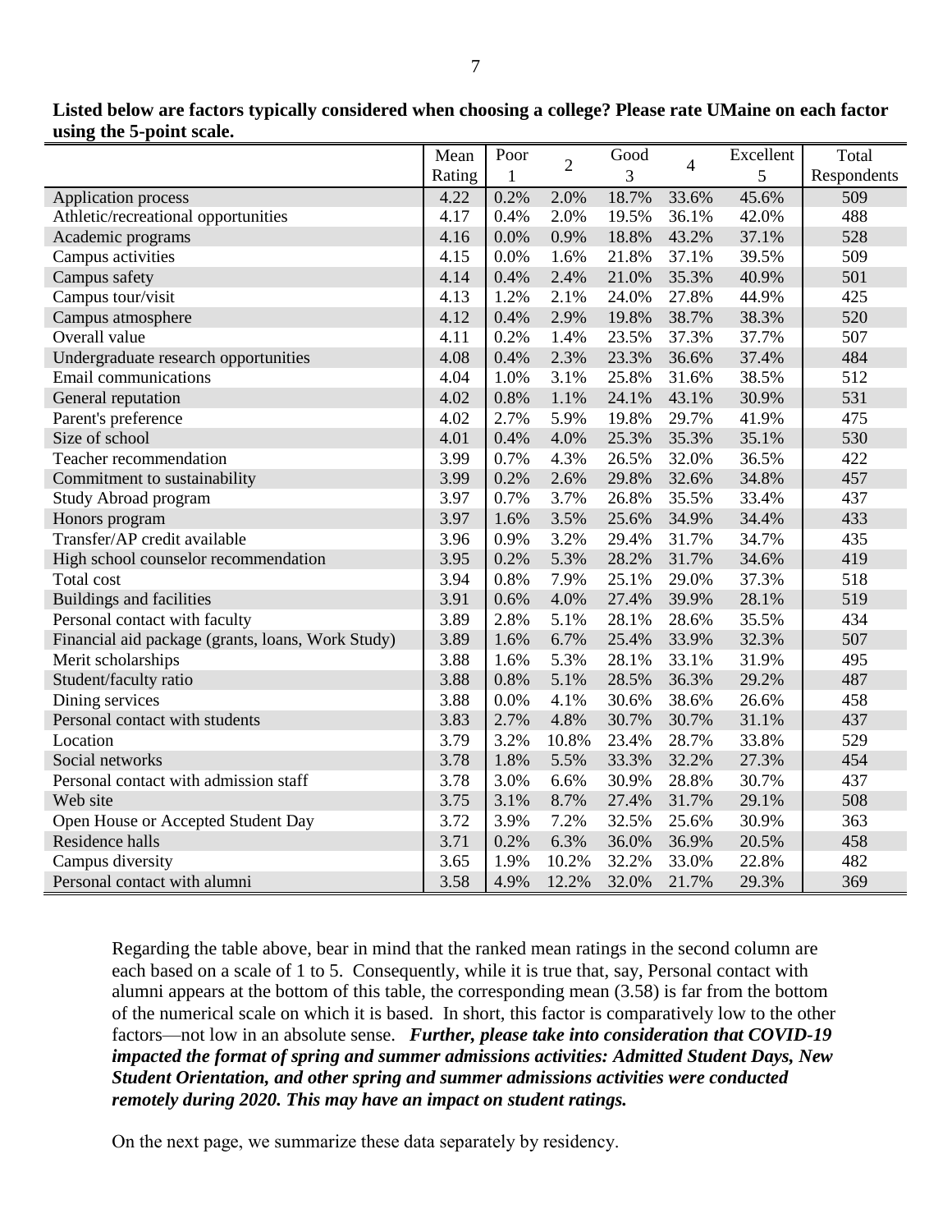**Listed below are factors typically considered when choosing a college? Please rate UMaine on each factor using the 5-point scale.**

| | Mean Rating | Poor 1 | 2 | Good 3 | 4 | Excellent 5 | Total Respondents |
|---|---|---|---|---|---|---|---|
| Application process | 4.22 | 0.2% | 2.0% | 18.7% | 33.6% | 45.6% | 509 |
| Athletic/recreational opportunities | 4.17 | 0.4% | 2.0% | 19.5% | 36.1% | 42.0% | 488 |
| Academic programs | 4.16 | 0.0% | 0.9% | 18.8% | 43.2% | 37.1% | 528 |
| Campus activities | 4.15 | 0.0% | 1.6% | 21.8% | 37.1% | 39.5% | 509 |
| Campus safety | 4.14 | 0.4% | 2.4% | 21.0% | 35.3% | 40.9% | 501 |
| Campus tour/visit | 4.13 | 1.2% | 2.1% | 24.0% | 27.8% | 44.9% | 425 |
| Campus atmosphere | 4.12 | 0.4% | 2.9% | 19.8% | 38.7% | 38.3% | 520 |
| Overall value | 4.11 | 0.2% | 1.4% | 23.5% | 37.3% | 37.7% | 507 |
| Undergraduate research opportunities | 4.08 | 0.4% | 2.3% | 23.3% | 36.6% | 37.4% | 484 |
| Email communications | 4.04 | 1.0% | 3.1% | 25.8% | 31.6% | 38.5% | 512 |
| General reputation | 4.02 | 0.8% | 1.1% | 24.1% | 43.1% | 30.9% | 531 |
| Parent's preference | 4.02 | 2.7% | 5.9% | 19.8% | 29.7% | 41.9% | 475 |
| Size of school | 4.01 | 0.4% | 4.0% | 25.3% | 35.3% | 35.1% | 530 |
| Teacher recommendation | 3.99 | 0.7% | 4.3% | 26.5% | 32.0% | 36.5% | 422 |
| Commitment to sustainability | 3.99 | 0.2% | 2.6% | 29.8% | 32.6% | 34.8% | 457 |
| Study Abroad program | 3.97 | 0.7% | 3.7% | 26.8% | 35.5% | 33.4% | 437 |
| Honors program | 3.97 | 1.6% | 3.5% | 25.6% | 34.9% | 34.4% | 433 |
| Transfer/AP credit available | 3.96 | 0.9% | 3.2% | 29.4% | 31.7% | 34.7% | 435 |
| High school counselor recommendation | 3.95 | 0.2% | 5.3% | 28.2% | 31.7% | 34.6% | 419 |
| Total cost | 3.94 | 0.8% | 7.9% | 25.1% | 29.0% | 37.3% | 518 |
| Buildings and facilities | 3.91 | 0.6% | 4.0% | 27.4% | 39.9% | 28.1% | 519 |
| Personal contact with faculty | 3.89 | 2.8% | 5.1% | 28.1% | 28.6% | 35.5% | 434 |
| Financial aid package (grants, loans, Work Study) | 3.89 | 1.6% | 6.7% | 25.4% | 33.9% | 32.3% | 507 |
| Merit scholarships | 3.88 | 1.6% | 5.3% | 28.1% | 33.1% | 31.9% | 495 |
| Student/faculty ratio | 3.88 | 0.8% | 5.1% | 28.5% | 36.3% | 29.2% | 487 |
| Dining services | 3.88 | 0.0% | 4.1% | 30.6% | 38.6% | 26.6% | 458 |
| Personal contact with students | 3.83 | 2.7% | 4.8% | 30.7% | 30.7% | 31.1% | 437 |
| Location | 3.79 | 3.2% | 10.8% | 23.4% | 28.7% | 33.8% | 529 |
| Social networks | 3.78 | 1.8% | 5.5% | 33.3% | 32.2% | 27.3% | 454 |
| Personal contact with admission staff | 3.78 | 3.0% | 6.6% | 30.9% | 28.8% | 30.7% | 437 |
| Web site | 3.75 | 3.1% | 8.7% | 27.4% | 31.7% | 29.1% | 508 |
| Open House or Accepted Student Day | 3.72 | 3.9% | 7.2% | 32.5% | 25.6% | 30.9% | 363 |
| Residence halls | 3.71 | 0.2% | 6.3% | 36.0% | 36.9% | 20.5% | 458 |
| Campus diversity | 3.65 | 1.9% | 10.2% | 32.2% | 33.0% | 22.8% | 482 |
| Personal contact with alumni | 3.58 | 4.9% | 12.2% | 32.0% | 21.7% | 29.3% | 369 |

Regarding the table above, bear in mind that the ranked mean ratings in the second column are each based on a scale of 1 to 5. Consequently, while it is true that, say, Personal contact with alumni appears at the bottom of this table, the corresponding mean (3.58) is far from the bottom of the numerical scale on which it is based. In short, this factor is comparatively low to the other factors—not low in an absolute sense. ***Further, please take into consideration that COVID-19 impacted the format of spring and summer admissions activities: Admitted Student Days, New Student Orientation, and other spring and summer admissions activities were conducted remotely during 2020. This may have an impact on student ratings.***

On the next page, we summarize these data separately by residency.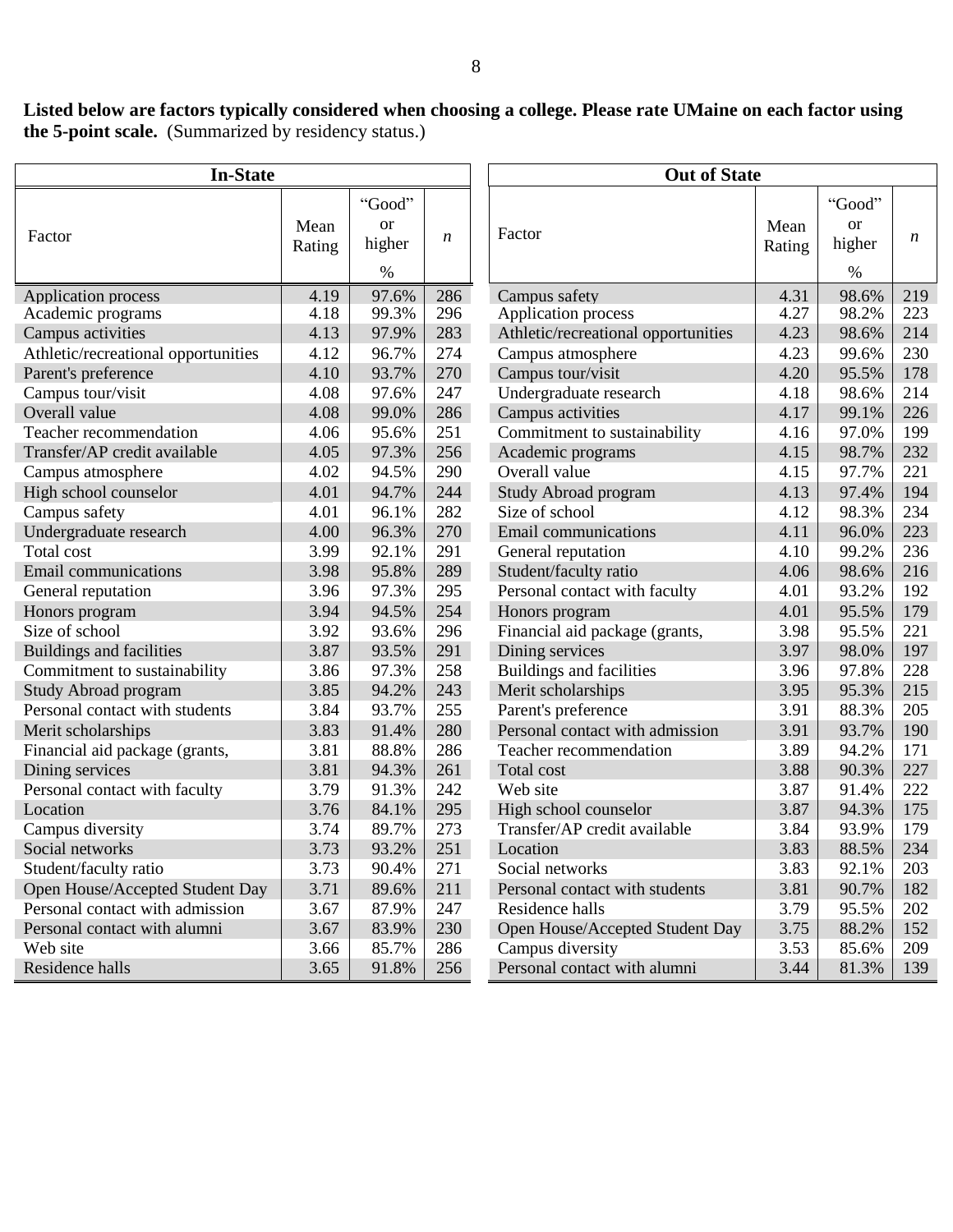**Listed below are factors typically considered when choosing a college. Please rate UMaine on each factor using the 5-point scale.** (Summarized by residency status.)

| In-State | | | |
|---|---|---|---|
| Factor | Mean Rating | "Good" or higher % | *n* |
| Application process | 4.19 | 97.6% | 286 |
| Academic programs | 4.18 | 99.3% | 296 |
| Campus activities | 4.13 | 97.9% | 283 |
| Athletic/recreational opportunities | 4.12 | 96.7% | 274 |
| Parent's preference | 4.10 | 93.7% | 270 |
| Campus tour/visit | 4.08 | 97.6% | 247 |
| Overall value | 4.08 | 99.0% | 286 |
| Teacher recommendation | 4.06 | 95.6% | 251 |
| Transfer/AP credit available | 4.05 | 97.3% | 256 |
| Campus atmosphere | 4.02 | 94.5% | 290 |
| High school counselor | 4.01 | 94.7% | 244 |
| Campus safety | 4.01 | 96.1% | 282 |
| Undergraduate research | 4.00 | 96.3% | 270 |
| Total cost | 3.99 | 92.1% | 291 |
| Email communications | 3.98 | 95.8% | 289 |
| General reputation | 3.96 | 97.3% | 295 |
| Honors program | 3.94 | 94.5% | 254 |
| Size of school | 3.92 | 93.6% | 296 |
| Buildings and facilities | 3.87 | 93.5% | 291 |
| Commitment to sustainability | 3.86 | 97.3% | 258 |
| Study Abroad program | 3.85 | 94.2% | 243 |
| Personal contact with students | 3.84 | 93.7% | 255 |
| Merit scholarships | 3.83 | 91.4% | 280 |
| Financial aid package (grants, | 3.81 | 88.8% | 286 |
| Dining services | 3.81 | 94.3% | 261 |
| Personal contact with faculty | 3.79 | 91.3% | 242 |
| Location | 3.76 | 84.1% | 295 |
| Campus diversity | 3.74 | 89.7% | 273 |
| Social networks | 3.73 | 93.2% | 251 |
| Student/faculty ratio | 3.73 | 90.4% | 271 |
| Open House/Accepted Student Day | 3.71 | 89.6% | 211 |
| Personal contact with admission | 3.67 | 87.9% | 247 |
| Personal contact with alumni | 3.67 | 83.9% | 230 |
| Web site | 3.66 | 85.7% | 286 |
| Residence halls | 3.65 | 91.8% | 256 |

| Out of State | | | |
|---|---|---|---|
| Factor | Mean Rating | "Good" or higher % | *n* |
| Campus safety | 4.31 | 98.6% | 219 |
| Application process | 4.27 | 98.2% | 223 |
| Athletic/recreational opportunities | 4.23 | 98.6% | 214 |
| Campus atmosphere | 4.23 | 99.6% | 230 |
| Campus tour/visit | 4.20 | 95.5% | 178 |
| Undergraduate research | 4.18 | 98.6% | 214 |
| Campus activities | 4.17 | 99.1% | 226 |
| Commitment to sustainability | 4.16 | 97.0% | 199 |
| Academic programs | 4.15 | 98.7% | 232 |
| Overall value | 4.15 | 97.7% | 221 |
| Study Abroad program | 4.13 | 97.4% | 194 |
| Size of school | 4.12 | 98.3% | 234 |
| Email communications | 4.11 | 96.0% | 223 |
| General reputation | 4.10 | 99.2% | 236 |
| Student/faculty ratio | 4.06 | 98.6% | 216 |
| Personal contact with faculty | 4.01 | 93.2% | 192 |
| Honors program | 4.01 | 95.5% | 179 |
| Financial aid package (grants, | 3.98 | 95.5% | 221 |
| Dining services | 3.97 | 98.0% | 197 |
| Buildings and facilities | 3.96 | 97.8% | 228 |
| Merit scholarships | 3.95 | 95.3% | 215 |
| Parent's preference | 3.91 | 88.3% | 205 |
| Personal contact with admission | 3.91 | 93.7% | 190 |
| Teacher recommendation | 3.89 | 94.2% | 171 |
| Total cost | 3.88 | 90.3% | 227 |
| Web site | 3.87 | 91.4% | 222 |
| High school counselor | 3.87 | 94.3% | 175 |
| Transfer/AP credit available | 3.84 | 93.9% | 179 |
| Location | 3.83 | 88.5% | 234 |
| Social networks | 3.83 | 92.1% | 203 |
| Personal contact with students | 3.81 | 90.7% | 182 |
| Residence halls | 3.79 | 95.5% | 202 |
| Open House/Accepted Student Day | 3.75 | 88.2% | 152 |
| Campus diversity | 3.53 | 85.6% | 209 |
| Personal contact with alumni | 3.44 | 81.3% | 139 |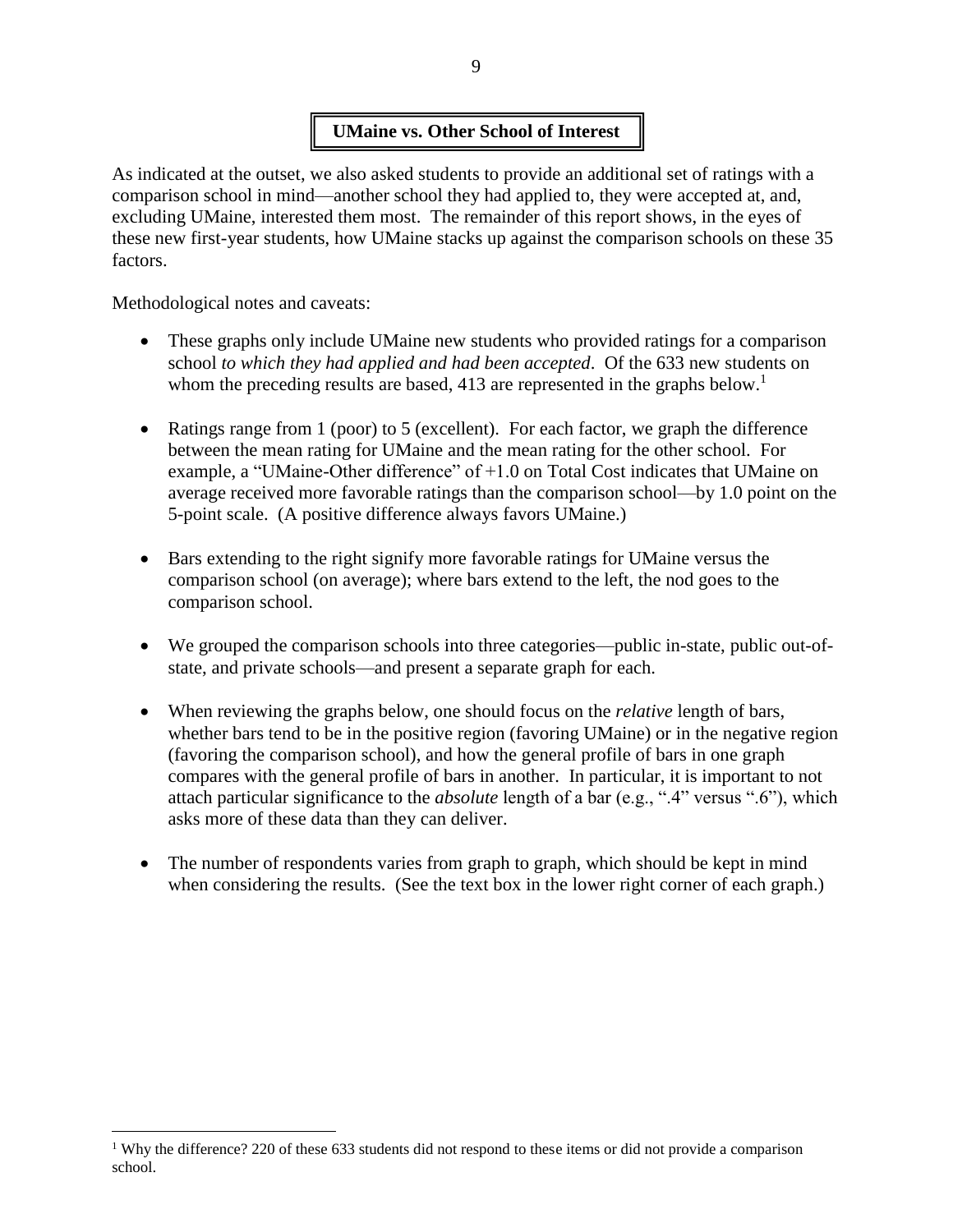## UMaine vs. Other School of Interest

As indicated at the outset, we also asked students to provide an additional set of ratings with a comparison school in mind—another school they had applied to, they were accepted at, and, excluding UMaine, interested them most. The remainder of this report shows, in the eyes of these new first-year students, how UMaine stacks up against the comparison schools on these 35 factors.

Methodological notes and caveats:

- These graphs only include UMaine new students who provided ratings for a comparison school *to which they had applied and had been accepted*. Of the 633 new students on whom the preceding results are based, 413 are represented in the graphs below.[1]

- Ratings range from 1 (poor) to 5 (excellent). For each factor, we graph the difference between the mean rating for UMaine and the mean rating for the other school. For example, a "UMaine-Other difference" of +1.0 on Total Cost indicates that UMaine on average received more favorable ratings than the comparison school—by 1.0 point on the 5-point scale. (A positive difference always favors UMaine.)

- Bars extending to the right signify more favorable ratings for UMaine versus the comparison school (on average); where bars extend to the left, the nod goes to the comparison school.

- We grouped the comparison schools into three categories—public in-state, public out-of-state, and private schools—and present a separate graph for each.

- When reviewing the graphs below, one should focus on the *relative* length of bars, whether bars tend to be in the positive region (favoring UMaine) or in the negative region (favoring the comparison school), and how the general profile of bars in one graph compares with the general profile of bars in another. In particular, it is important to not attach particular significance to the *absolute* length of a bar (e.g., ".4" versus ".6"), which asks more of these data than they can deliver.

- The number of respondents varies from graph to graph, which should be kept in mind when considering the results. (See the text box in the lower right corner of each graph.)

[1] Why the difference? 220 of these 633 students did not respond to these items or did not provide a comparison school.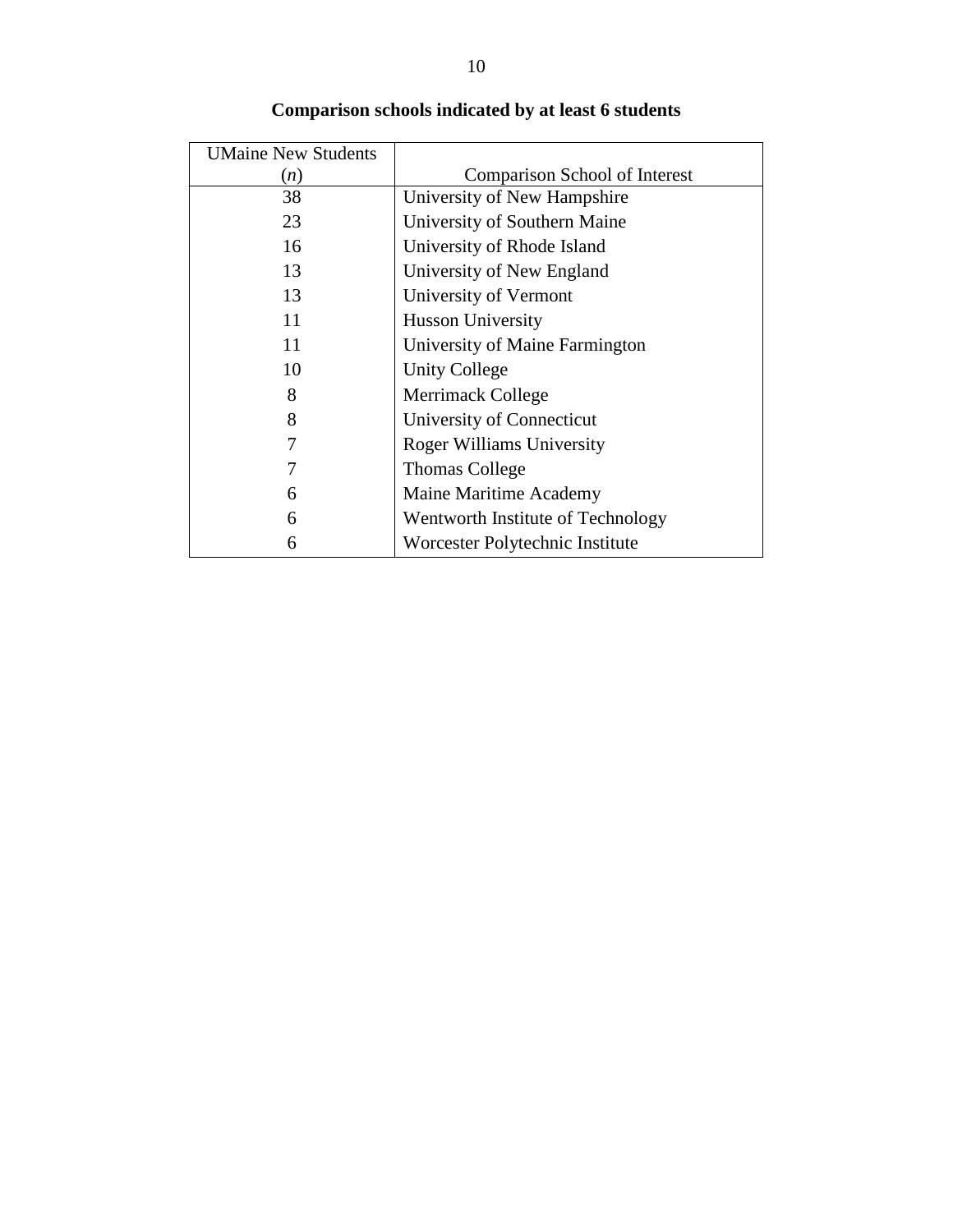**Comparison schools indicated by at least 6 students**

| UMaine New Students (*n*) | Comparison School of Interest |
|---|---|
| 38 | University of New Hampshire |
| 23 | University of Southern Maine |
| 16 | University of Rhode Island |
| 13 | University of New England |
| 13 | University of Vermont |
| 11 | Husson University |
| 11 | University of Maine Farmington |
| 10 | Unity College |
| 8 | Merrimack College |
| 8 | University of Connecticut |
| 7 | Roger Williams University |
| 7 | Thomas College |
| 6 | Maine Maritime Academy |
| 6 | Wentworth Institute of Technology |
| 6 | Worcester Polytechnic Institute |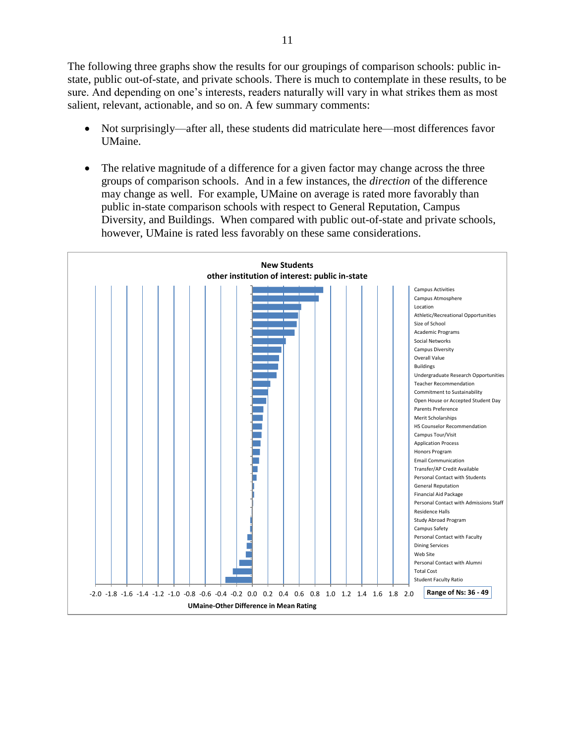The following three graphs show the results for our groupings of comparison schools: public in-state, public out-of-state, and private schools. There is much to contemplate in these results, to be sure. And depending on one's interests, readers naturally will vary in what strikes them as most salient, relevant, actionable, and so on. A few summary comments:

- Not surprisingly—after all, these students did matriculate here—most differences favor UMaine.

- The relative magnitude of a difference for a given factor may change across the three groups of comparison schools. And in a few instances, the *direction* of the difference may change as well. For example, UMaine on average is rated more favorably than public in-state comparison schools with respect to General Reputation, Campus Diversity, and Buildings. When compared with public out-of-state and private schools, however, UMaine is rated less favorably on these same considerations.

**New Students**
**other institution of interest: public in-state**

Campus Activities
Campus Atmosphere
Location
Athletic/Recreational Opportunities
Size of School
Academic Programs
Social Networks
Campus Diversity
Overall Value
Buildings
Undergraduate Research Opportunities
Teacher Recommendation
Commitment to Sustainability
Open House or Accepted Student Day
Parents Preference
Merit Scholarships
HS Counselor Recommendation
Campus Tour/Visit
Application Process
Honors Program
Email Communication
Transfer/AP Credit Available
Personal Contact with Students
General Reputation
Financial Aid Package
Personal Contact with Admissions Staff
Residence Halls
Study Abroad Program
Campus Safety
Personal Contact with Faculty
Dining Services
Web Site
Personal Contact with Alumni
Total Cost
Student Faculty Ratio

-2.0 -1.8 -1.6 -1.4 -1.2 -1.0 -0.8 -0.6 -0.4 -0.2 0.0 0.2 0.4 0.6 0.8 1.0 1.2 1.4 1.6 1.8 2.0

**UMaine-Other Difference in Mean Rating**

**Range of Ns: 36 - 49**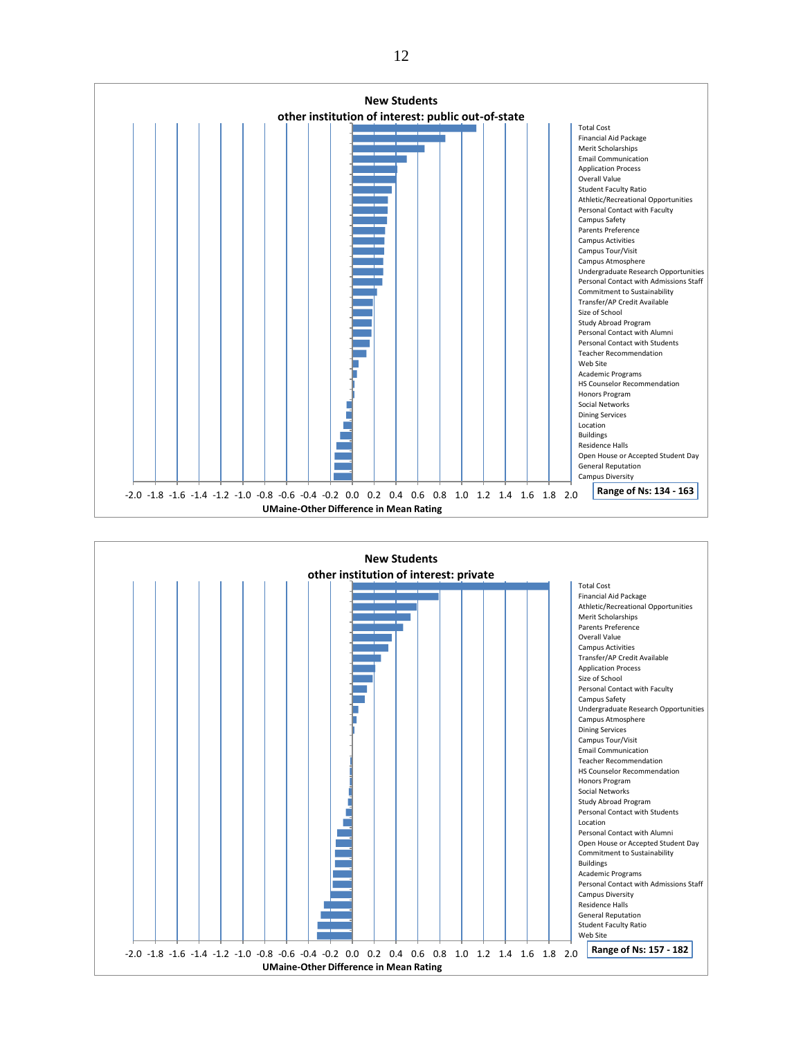**New Students**

**other institution of interest: public out-of-state**

Total Cost
Financial Aid Package
Merit Scholarships
Email Communication
Application Process
Overall Value
Student Faculty Ratio
Athletic/Recreational Opportunities
Personal Contact with Faculty
Campus Safety
Parents Preference
Campus Activities
Campus Tour/Visit
Campus Atmosphere
Undergraduate Research Opportunities
Personal Contact with Admissions Staff
Commitment to Sustainability
Transfer/AP Credit Available
Size of School
Study Abroad Program
Personal Contact with Alumni
Personal Contact with Students
Teacher Recommendation
Web Site
Academic Programs
HS Counselor Recommendation
Honors Program
Social Networks
Dining Services
Location
Buildings
Residence Halls
Open House or Accepted Student Day
General Reputation
Campus Diversity

-2.0 -1.8 -1.6 -1.4 -1.2 -1.0 -0.8 -0.6 -0.4 -0.2 0.0 0.2 0.4 0.6 0.8 1.0 1.2 1.4 1.6 1.8 2.0

**UMaine-Other Difference in Mean Rating**

**Range of Ns: 134 - 163**

**New Students**

**other institution of interest: private**

Total Cost
Financial Aid Package
Athletic/Recreational Opportunities
Merit Scholarships
Parents Preference
Overall Value
Campus Activities
Transfer/AP Credit Available
Application Process
Size of School
Personal Contact with Faculty
Campus Safety
Undergraduate Research Opportunities
Campus Atmosphere
Dining Services
Campus Tour/Visit
Email Communication
Teacher Recommendation
HS Counselor Recommendation
Honors Program
Social Networks
Study Abroad Program
Personal Contact with Students
Location
Personal Contact with Alumni
Open House or Accepted Student Day
Commitment to Sustainability
Buildings
Academic Programs
Personal Contact with Admissions Staff
Campus Diversity
Residence Halls
General Reputation
Student Faculty Ratio
Web Site

-2.0 -1.8 -1.6 -1.4 -1.2 -1.0 -0.8 -0.6 -0.4 -0.2 0.0 0.2 0.4 0.6 0.8 1.0 1.2 1.4 1.6 1.8 2.0

**UMaine-Other Difference in Mean Rating**

**Range of Ns: 157 - 182**